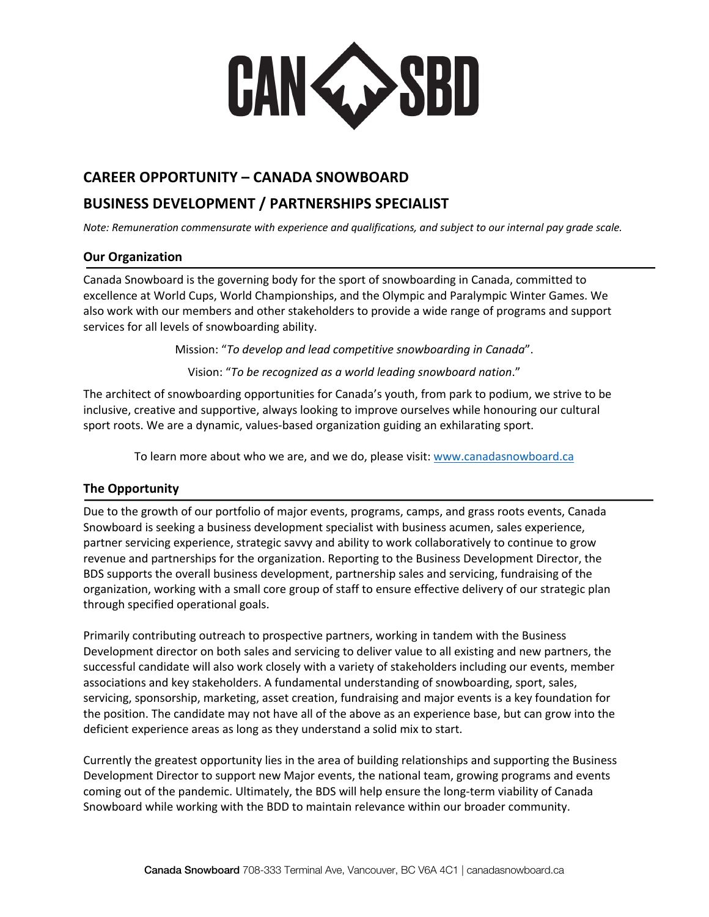CAN SBD

## CAREER OPPORTUNITY – CANADA SNOWBOARD

## BUSINESS DEVELOPMENT / PARTNERSHIPS SPECIALIST

*Note: Remuneration commensurate with experience and qualifications, and subject to our internal pay grade scale.*

### Our Organization

Canada Snowboard is the governing body for the sport of snowboarding in Canada, committed to excellence at World Cups, World Championships, and the Olympic and Paralympic Winter Games. We also work with our members and other stakeholders to provide a wide range of programs and support services for all levels of snowboarding ability.

Mission: "*To develop and lead competitive snowboarding in Canada*".

Vision: "*To be recognized as a world leading snowboard nation*."

The architect of snowboarding opportunities for Canada's youth, from park to podium, we strive to be inclusive, creative and supportive, always looking to improve ourselves while honouring our cultural sport roots. We are a dynamic, values-based organization guiding an exhilarating sport.

To learn more about who we are, and we do, please visit: [www.canadasnowboard.ca](www.canadasnowboard.ca)

### The Opportunity

Due to the growth of our portfolio of major events, programs, camps, and grass roots events, Canada Snowboard is seeking a business development specialist with business acumen, sales experience, partner servicing experience, strategic savvy and ability to work collaboratively to continue to grow revenue and partnerships for the organization. Reporting to the Business Development Director, the BDS supports the overall business development, partnership sales and servicing, fundraising of the organization, working with a small core group of staff to ensure effective delivery of our strategic plan through specified operational goals.

Primarily contributing outreach to prospective partners, working in tandem with the Business Development director on both sales and servicing to deliver value to all existing and new partners, the successful candidate will also work closely with a variety of stakeholders including our events, member associations and key stakeholders. A fundamental understanding of snowboarding, sport, sales, servicing, sponsorship, marketing, asset creation, fundraising and major events is a key foundation for the position. The candidate may not have all of the above as an experience base, but can grow into the deficient experience areas as long as they understand a solid mix to start.

Currently the greatest opportunity lies in the area of building relationships and supporting the Business Development Director to support new Major events, the national team, growing programs and events coming out of the pandemic. Ultimately, the BDS will help ensure the long-term viability of Canada Snowboard while working with the BDD to maintain relevance within our broader community.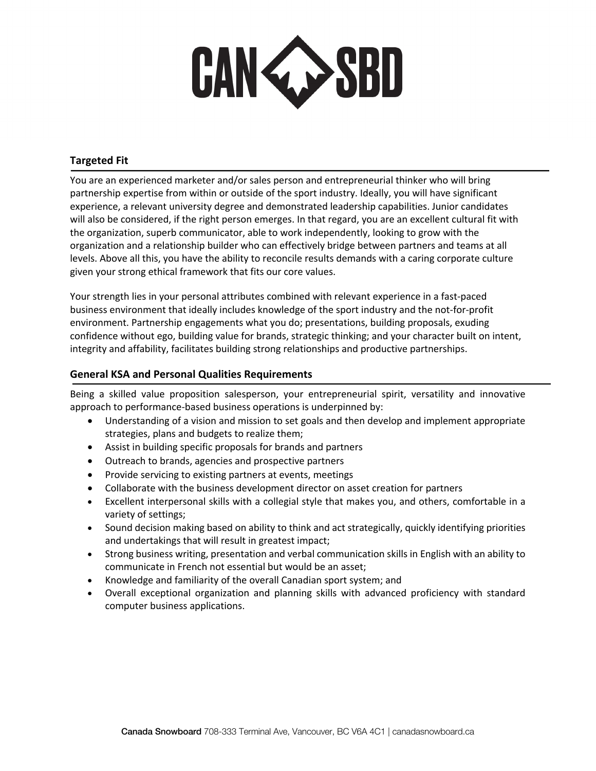## Targeted Fit

You are an experienced marketer and/or sales person and entrepreneurial thinker who will bring partnership expertise from within or outside of the sport industry. Ideally, you will have significant experience, a relevant university degree and demonstrated leadership capabilities. Junior candidates will also be considered, if the right person emerges. In that regard, you are an excellent cultural fit with the organization, superb communicator, able to work independently, looking to grow with the organization and a relationship builder who can effectively bridge between partners and teams at all levels. Above all this, you have the ability to reconcile results demands with a caring corporate culture given your strong ethical framework that fits our core values.

Your strength lies in your personal attributes combined with relevant experience in a fast-paced business environment that ideally includes knowledge of the sport industry and the not-for-profit environment. Partnership engagements what you do; presentations, building proposals, exuding confidence without ego, building value for brands, strategic thinking; and your character built on intent, integrity and affability, facilitates building strong relationships and productive partnerships.

## General KSA and Personal Qualities Requirements

Being a skilled value proposition salesperson, your entrepreneurial spirit, versatility and innovative approach to performance-based business operations is underpinned by:

- Understanding of a vision and mission to set goals and then develop and implement appropriate strategies, plans and budgets to realize them;
- Assist in building specific proposals for brands and partners
- Outreach to brands, agencies and prospective partners
- Provide servicing to existing partners at events, meetings
- Collaborate with the business development director on asset creation for partners
- Excellent interpersonal skills with a collegial style that makes you, and others, comfortable in a variety of settings;
- Sound decision making based on ability to think and act strategically, quickly identifying priorities and undertakings that will result in greatest impact;
- Strong business writing, presentation and verbal communication skills in English with an ability to communicate in French not essential but would be an asset;
- Knowledge and familiarity of the overall Canadian sport system; and
- Overall exceptional organization and planning skills with advanced proficiency with standard computer business applications.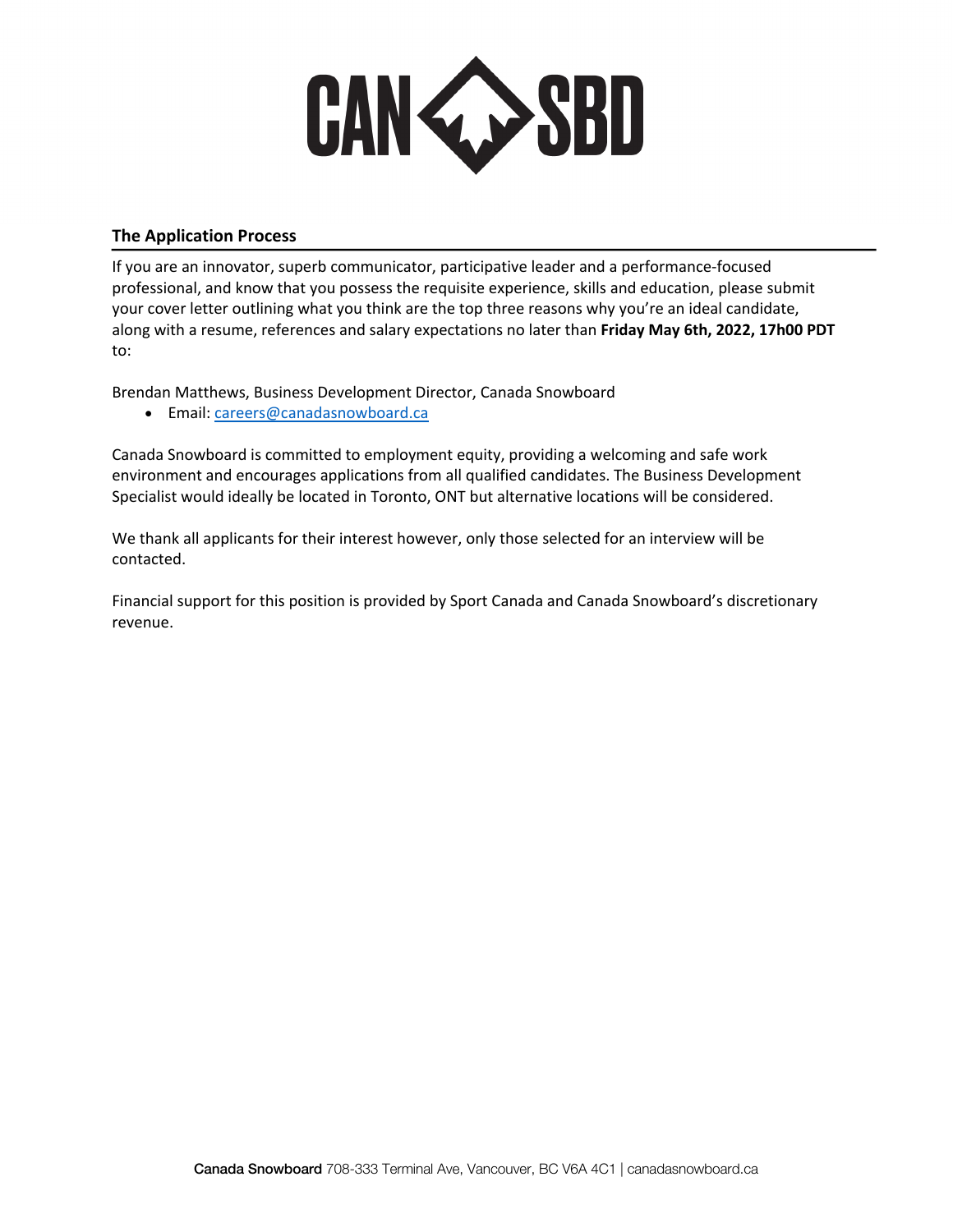## The Application Process

If you are an innovator, superb communicator, participative leader and a performance-focused professional, and know that you possess the requisite experience, skills and education, please submit your cover letter outlining what you think are the top three reasons why you're an ideal candidate, along with a resume, references and salary expectations no later than **Friday May 6th, 2022, 17h00 PDT** to:

Brendan Matthews, Business Development Director, Canada Snowboard

- Email: careers@canadasnowboard.ca

Canada Snowboard is committed to employment equity, providing a welcoming and safe work environment and encourages applications from all qualified candidates. The Business Development Specialist would ideally be located in Toronto, ONT but alternative locations will be considered.

We thank all applicants for their interest however, only those selected for an interview will be contacted.

Financial support for this position is provided by Sport Canada and Canada Snowboard's discretionary revenue.